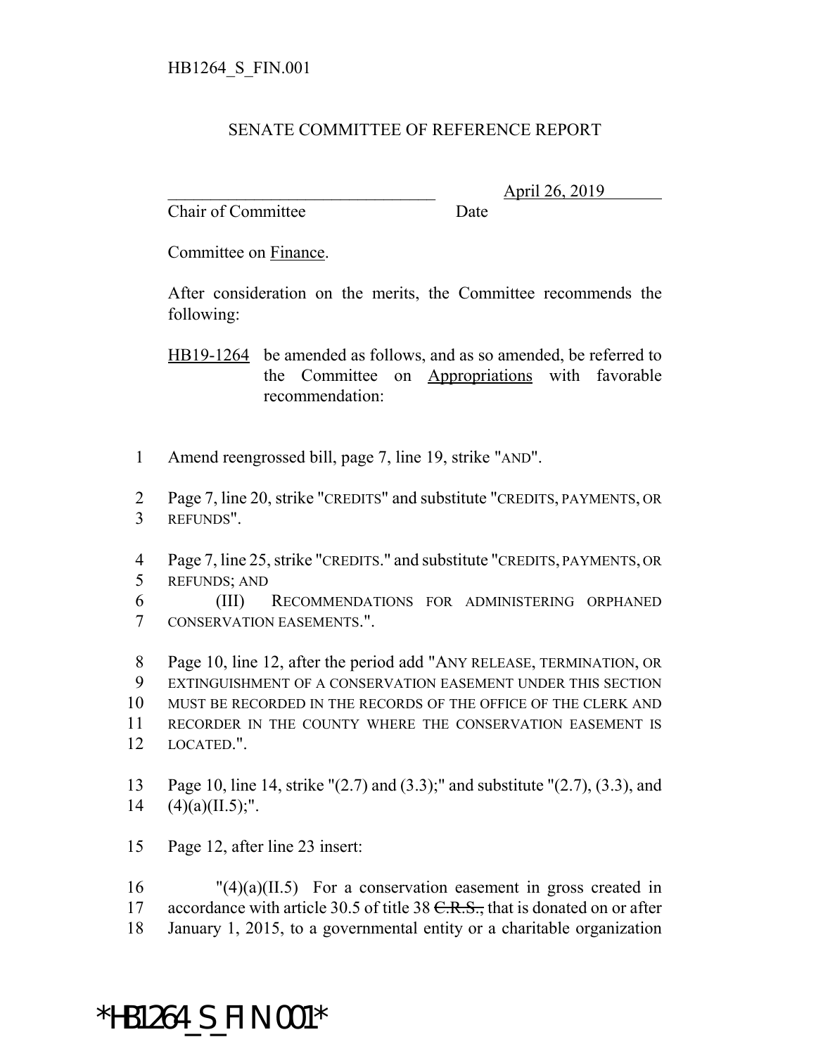HB1264_S_FIN.001

SENATE COMMITTEE OF REFERENCE REPORT

________________________________ April 26, 2019
Chair of Committee Date

Committee on Finance.

After consideration on the merits, the Committee recommends the following:

HB19-1264 be amended as follows, and as so amended, be referred to the Committee on Appropriations with favorable recommendation:

1 Amend reengrossed bill, page 7, line 19, strike "AND".

2 Page 7, line 20, strike "CREDITS" and substitute "CREDITS, PAYMENTS, OR
3 REFUNDS".

4 Page 7, line 25, strike "CREDITS." and substitute "CREDITS, PAYMENTS, OR
5 REFUNDS; AND
6 (III) RECOMMENDATIONS FOR ADMINISTERING ORPHANED
7 CONSERVATION EASEMENTS.".

8 Page 10, line 12, after the period add "ANY RELEASE, TERMINATION, OR
9 EXTINGUISHMENT OF A CONSERVATION EASEMENT UNDER THIS SECTION
10 MUST BE RECORDED IN THE RECORDS OF THE OFFICE OF THE CLERK AND
11 RECORDER IN THE COUNTY WHERE THE CONSERVATION EASEMENT IS
12 LOCATED.".

13 Page 10, line 14, strike "(2.7) and (3.3);" and substitute "(2.7), (3.3), and
14 (4)(a)(II.5);".

15 Page 12, after line 23 insert:

16 "(4)(a)(II.5) For a conservation easement in gross created in
17 accordance with article 30.5 of title 38 ~~C.R.S.,~~ that is donated on or after
18 January 1, 2015, to a governmental entity or a charitable organization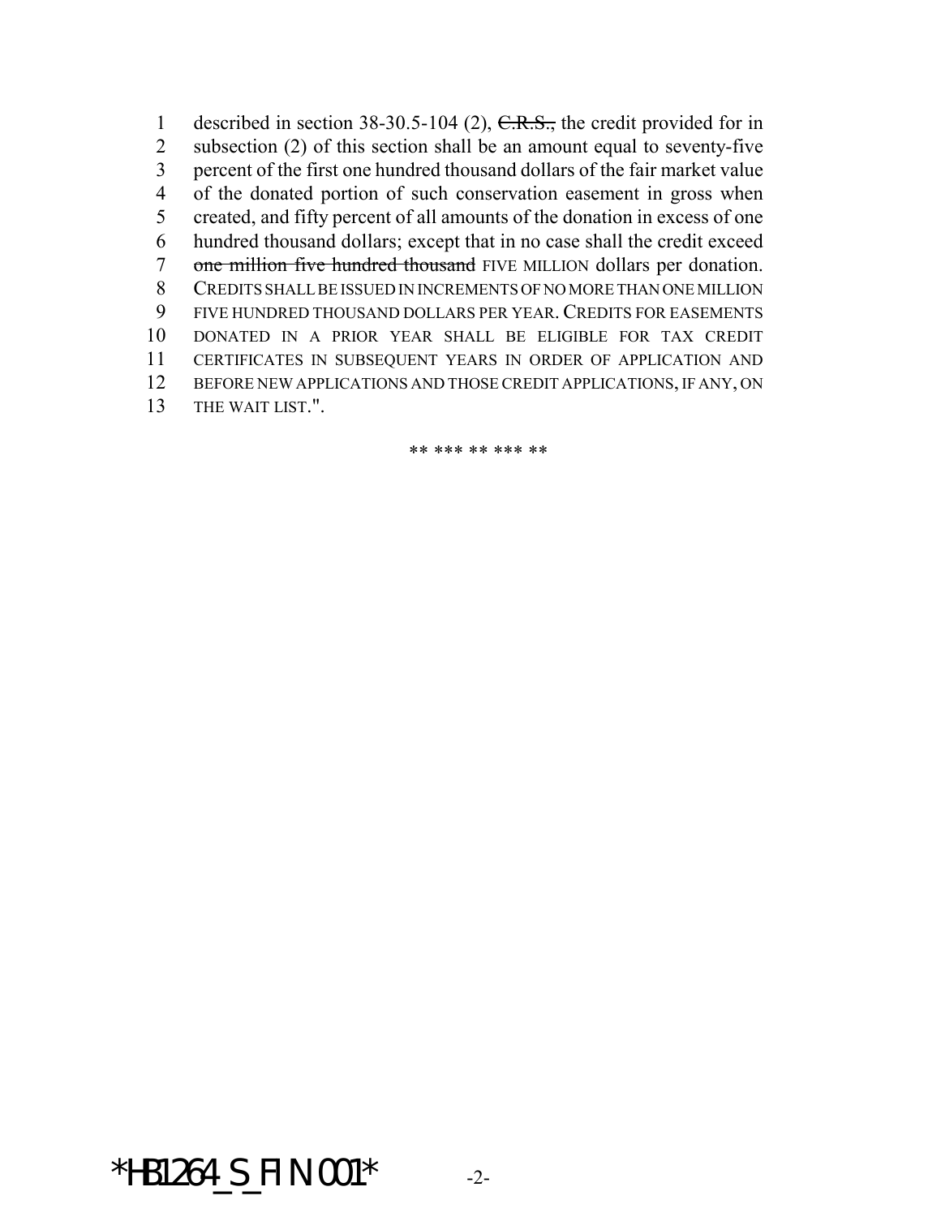1 described in section 38-30.5-104 (2), ~~C.R.S.,~~ the credit provided for in
2 subsection (2) of this section shall be an amount equal to seventy-five
3 percent of the first one hundred thousand dollars of the fair market value
4 of the donated portion of such conservation easement in gross when
5 created, and fifty percent of all amounts of the donation in excess of one
6 hundred thousand dollars; except that in no case shall the credit exceed
7 ~~one million five hundred thousand~~ FIVE MILLION dollars per donation.
8 CREDITS SHALL BE ISSUED IN INCREMENTS OF NO MORE THAN ONE MILLION
9 FIVE HUNDRED THOUSAND DOLLARS PER YEAR. CREDITS FOR EASEMENTS
10 DONATED IN A PRIOR YEAR SHALL BE ELIGIBLE FOR TAX CREDIT
11 CERTIFICATES IN SUBSEQUENT YEARS IN ORDER OF APPLICATION AND
12 BEFORE NEW APPLICATIONS AND THOSE CREDIT APPLICATIONS, IF ANY, ON
13 THE WAIT LIST.".

** *** ** *** **

*HB1264_S_FIN.001*